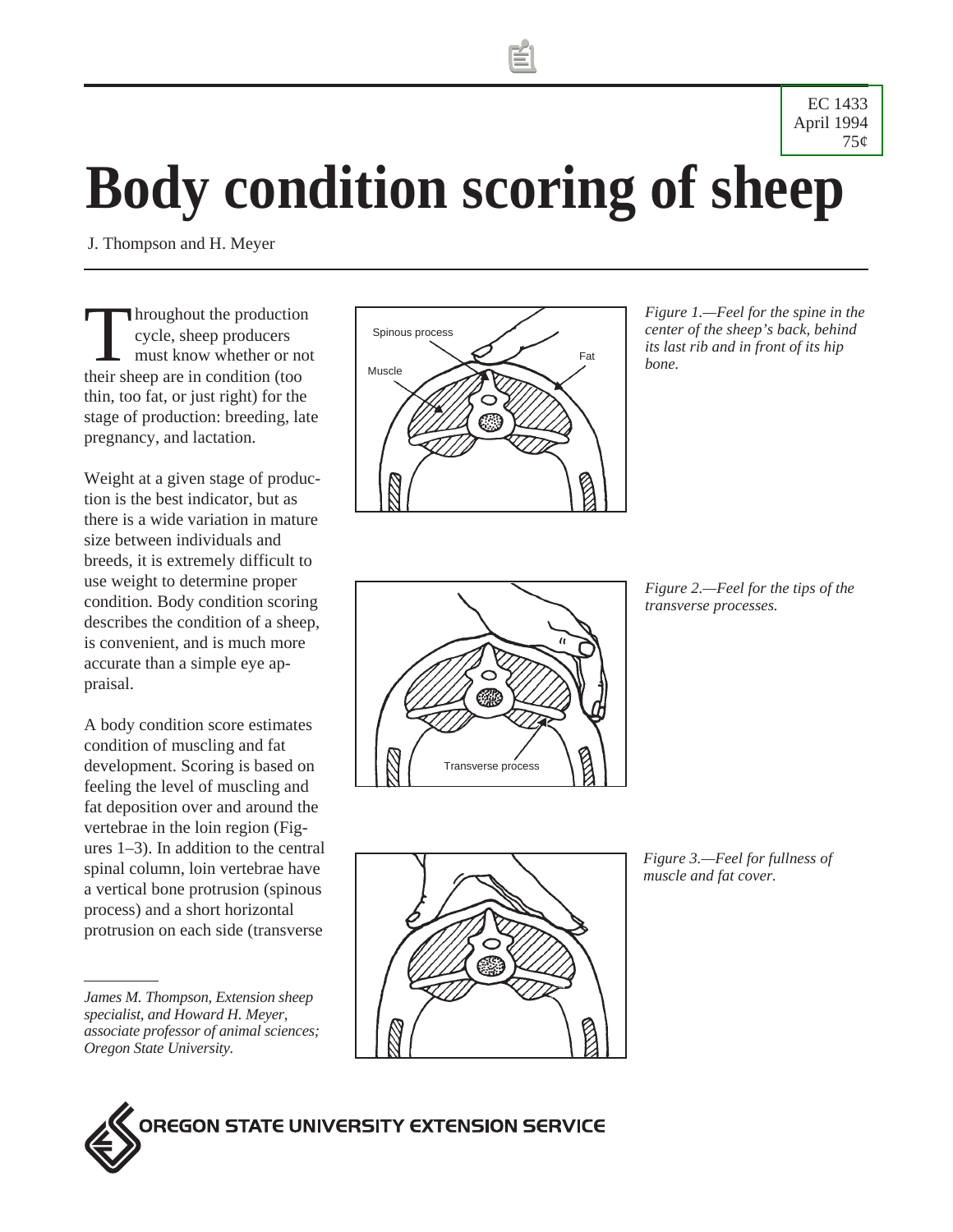EC 1433
April 1994
75¢

# Body condition scoring of sheep

J. Thompson and H. Meyer

Throughout the production cycle, sheep producers must know whether or not their sheep are in condition (too thin, too fat, or just right) for the stage of production: breeding, late pregnancy, and lactation.

Weight at a given stage of production is the best indicator, but as there is a wide variation in mature size between individuals and breeds, it is extremely difficult to use weight to determine proper condition. Body condition scoring describes the condition of a sheep, is convenient, and is much more accurate than a simple eye appraisal.

A body condition score estimates condition of muscling and fat development. Scoring is based on feeling the level of muscling and fat deposition over and around the vertebrae in the loin region (Figures 1–3). In addition to the central spinal column, loin vertebrae have a vertical bone protrusion (spinous process) and a short horizontal protrusion on each side (transverse

*Figure 1.—Feel for the spine in the center of the sheep's back, behind its last rib and in front of its hip bone.*

*Figure 2.—Feel for the tips of the transverse processes.*

*Figure 3.—Feel for fullness of muscle and fat cover.*

---

*James M. Thompson, Extension sheep specialist, and Howard H. Meyer, associate professor of animal sciences; Oregon State University.*

OREGON STATE UNIVERSITY EXTENSION SERVICE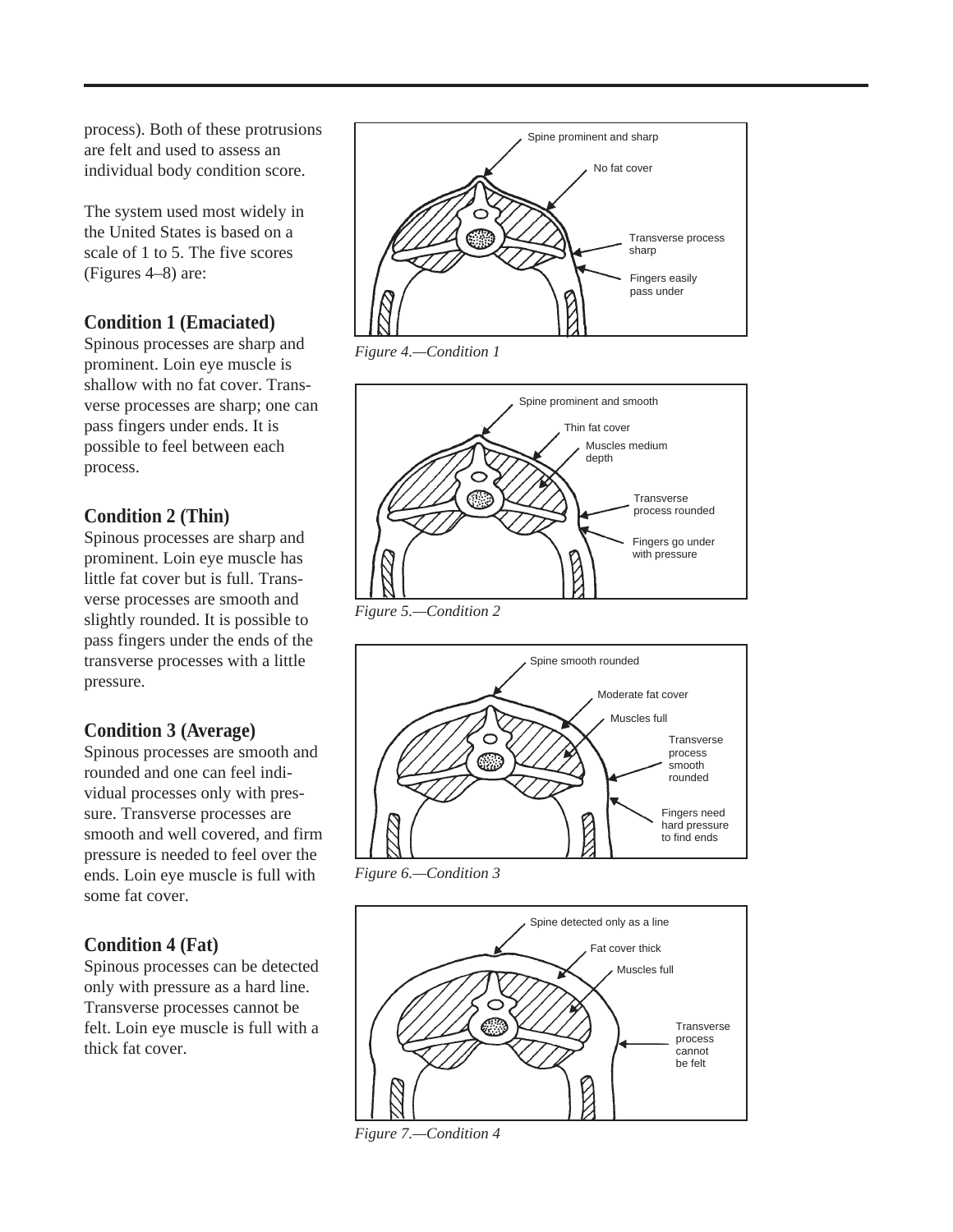process). Both of these protrusions are felt and used to assess an individual body condition score.

The system used most widely in the United States is based on a scale of 1 to 5. The five scores (Figures 4–8) are:

### Condition 1 (Emaciated)

Spinous processes are sharp and prominent. Loin eye muscle is shallow with no fat cover. Transverse processes are sharp; one can pass fingers under ends. It is possible to feel between each process.

### Condition 2 (Thin)

Spinous processes are sharp and prominent. Loin eye muscle has little fat cover but is full. Transverse processes are smooth and slightly rounded. It is possible to pass fingers under the ends of the transverse processes with a little pressure.

### Condition 3 (Average)

Spinous processes are smooth and rounded and one can feel individual processes only with pressure. Transverse processes are smooth and well covered, and firm pressure is needed to feel over the ends. Loin eye muscle is full with some fat cover.

### Condition 4 (Fat)

Spinous processes can be detected only with pressure as a hard line. Transverse processes cannot be felt. Loin eye muscle is full with a thick fat cover.

*Figure 4.—Condition 1*

*Figure 5.—Condition 2*

*Figure 6.—Condition 3*

*Figure 7.—Condition 4*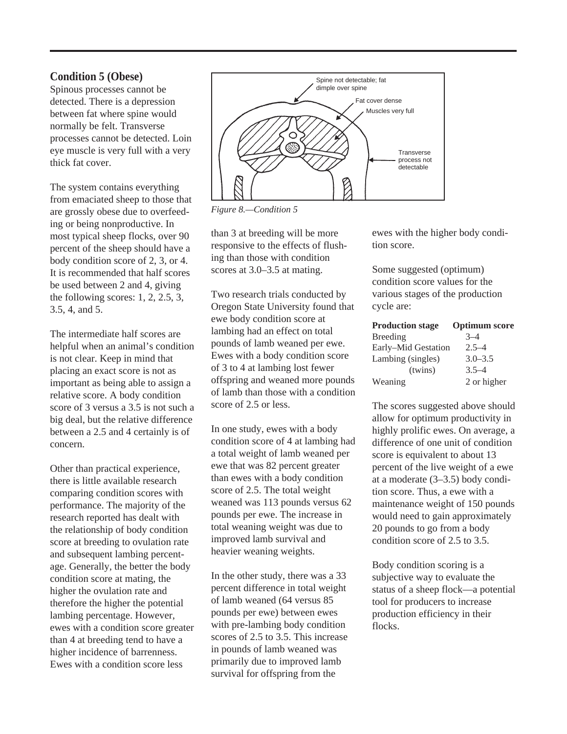### Condition 5 (Obese)

Spinous processes cannot be detected. There is a depression between fat where spine would normally be felt. Transverse processes cannot be detected. Loin eye muscle is very full with a very thick fat cover.

*Figure 8.—Condition 5*

The system contains everything from emaciated sheep to those that are grossly obese due to overfeeding or being nonproductive. In most typical sheep flocks, over 90 percent of the sheep should have a body condition score of 2, 3, or 4. It is recommended that half scores be used between 2 and 4, giving the following scores: 1, 2, 2.5, 3, 3.5, 4, and 5.

The intermediate half scores are helpful when an animal's condition is not clear. Keep in mind that placing an exact score is not as important as being able to assign a relative score. A body condition score of 3 versus a 3.5 is not such a big deal, but the relative difference between a 2.5 and 4 certainly is of concern.

Other than practical experience, there is little available research comparing condition scores with performance. The majority of the research reported has dealt with the relationship of body condition score at breeding to ovulation rate and subsequent lambing percentage. Generally, the better the body condition score at mating, the higher the ovulation rate and therefore the higher the potential lambing percentage. However, ewes with a condition score greater than 4 at breeding tend to have a higher incidence of barrenness. Ewes with a condition score less than 3 at breeding will be more responsive to the effects of flushing than those with condition scores at 3.0–3.5 at mating.

Two research trials conducted by Oregon State University found that ewe body condition score at lambing had an effect on total pounds of lamb weaned per ewe. Ewes with a body condition score of 3 to 4 at lambing lost fewer offspring and weaned more pounds of lamb than those with a condition score of 2.5 or less.

In one study, ewes with a body condition score of 4 at lambing had a total weight of lamb weaned per ewe that was 82 percent greater than ewes with a body condition score of 2.5. The total weight weaned was 113 pounds versus 62 pounds per ewe. The increase in total weaning weight was due to improved lamb survival and heavier weaning weights.

In the other study, there was a 33 percent difference in total weight of lamb weaned (64 versus 85 pounds per ewe) between ewes with pre-lambing body condition scores of 2.5 to 3.5. This increase in pounds of lamb weaned was primarily due to improved lamb survival for offspring from the ewes with the higher body condition score.

Some suggested (optimum) condition score values for the various stages of the production cycle are:

| Production stage | Optimum score |
|---|---|
| Breeding | 3–4 |
| Early–Mid Gestation | 2.5–4 |
| Lambing (singles) | 3.0–3.5 |
| (twins) | 3.5–4 |
| Weaning | 2 or higher |

The scores suggested above should allow for optimum productivity in highly prolific ewes. On average, a difference of one unit of condition score is equivalent to about 13 percent of the live weight of a ewe at a moderate (3–3.5) body condition score. Thus, a ewe with a maintenance weight of 150 pounds would need to gain approximately 20 pounds to go from a body condition score of 2.5 to 3.5.

Body condition scoring is a subjective way to evaluate the status of a sheep flock—a potential tool for producers to increase production efficiency in their flocks.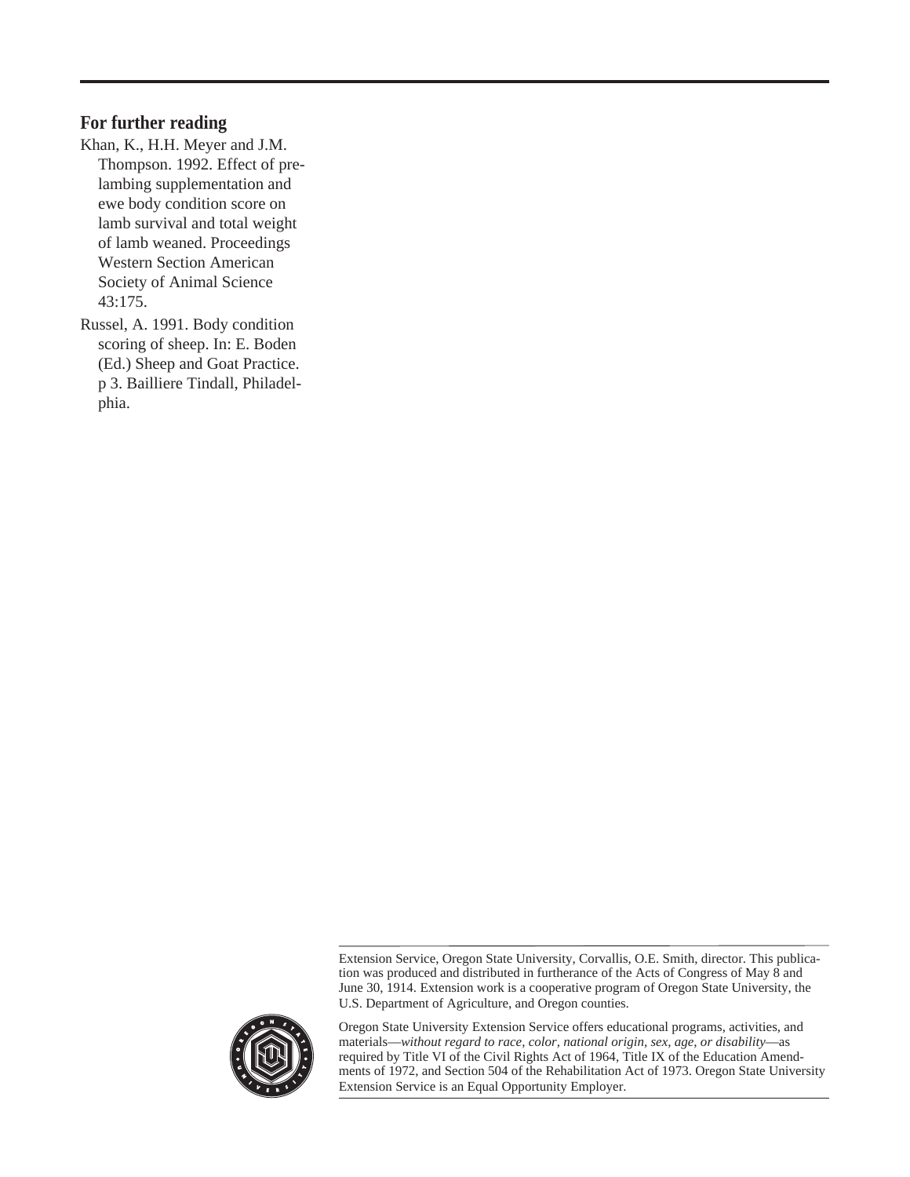## For further reading

Khan, K., H.H. Meyer and J.M. Thompson. 1992. Effect of prelambing supplementation and ewe body condition score on lamb survival and total weight of lamb weaned. Proceedings Western Section American Society of Animal Science 43:175.

Russel, A. 1991. Body condition scoring of sheep. In: E. Boden (Ed.) Sheep and Goat Practice. p 3. Bailliere Tindall, Philadelphia.

Extension Service, Oregon State University, Corvallis, O.E. Smith, director. This publication was produced and distributed in furtherance of the Acts of Congress of May 8 and June 30, 1914. Extension work is a cooperative program of Oregon State University, the U.S. Department of Agriculture, and Oregon counties.

Oregon State University Extension Service offers educational programs, activities, and materials—*without regard to race, color, national origin, sex, age, or disability*—as required by Title VI of the Civil Rights Act of 1964, Title IX of the Education Amendments of 1972, and Section 504 of the Rehabilitation Act of 1973. Oregon State University Extension Service is an Equal Opportunity Employer.